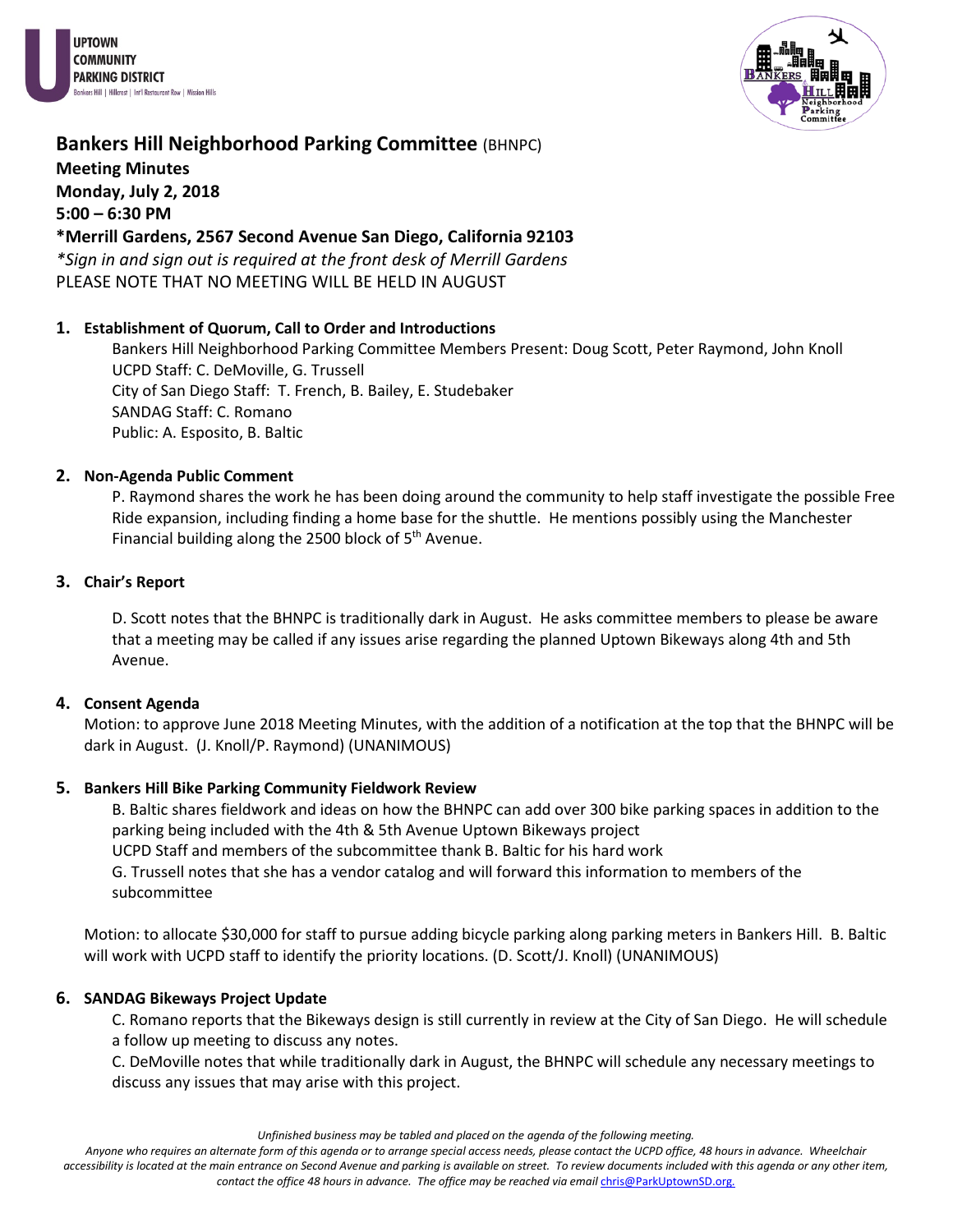UPTOWN COMMUNITY PARKING DISTRICT
Bankers Hill | Hillcrest | Int'l Restaurant Row | Mission Hills

# Bankers Hill Neighborhood Parking Committee (BHNPC)

**Meeting Minutes**
**Monday, July 2, 2018**
**5:00 – 6:30 PM**
**\*Merrill Gardens, 2567 Second Avenue San Diego, California 92103**
*\*Sign in and sign out is required at the front desk of Merrill Gardens*
PLEASE NOTE THAT NO MEETING WILL BE HELD IN AUGUST

## 1. Establishment of Quorum, Call to Order and Introductions

Bankers Hill Neighborhood Parking Committee Members Present: Doug Scott, Peter Raymond, John Knoll
UCPD Staff: C. DeMoville, G. Trussell
City of San Diego Staff: T. French, B. Bailey, E. Studebaker
SANDAG Staff: C. Romano
Public: A. Esposito, B. Baltic

## 2. Non-Agenda Public Comment

P. Raymond shares the work he has been doing around the community to help staff investigate the possible Free Ride expansion, including finding a home base for the shuttle. He mentions possibly using the Manchester Financial building along the 2500 block of 5th Avenue.

## 3. Chair's Report

D. Scott notes that the BHNPC is traditionally dark in August. He asks committee members to please be aware that a meeting may be called if any issues arise regarding the planned Uptown Bikeways along 4th and 5th Avenue.

## 4. Consent Agenda

Motion: to approve June 2018 Meeting Minutes, with the addition of a notification at the top that the BHNPC will be dark in August. (J. Knoll/P. Raymond) (UNANIMOUS)

## 5. Bankers Hill Bike Parking Community Fieldwork Review

B. Baltic shares fieldwork and ideas on how the BHNPC can add over 300 bike parking spaces in addition to the parking being included with the 4th & 5th Avenue Uptown Bikeways project
UCPD Staff and members of the subcommittee thank B. Baltic for his hard work
G. Trussell notes that she has a vendor catalog and will forward this information to members of the subcommittee

Motion: to allocate $30,000 for staff to pursue adding bicycle parking along parking meters in Bankers Hill. B. Baltic will work with UCPD staff to identify the priority locations. (D. Scott/J. Knoll) (UNANIMOUS)

## 6. SANDAG Bikeways Project Update

C. Romano reports that the Bikeways design is still currently in review at the City of San Diego. He will schedule a follow up meeting to discuss any notes.
C. DeMoville notes that while traditionally dark in August, the BHNPC will schedule any necessary meetings to discuss any issues that may arise with this project.

*Unfinished business may be tabled and placed on the agenda of the following meeting.*
*Anyone who requires an alternate form of this agenda or to arrange special access needs, please contact the UCPD office, 48 hours in advance. Wheelchair accessibility is located at the main entrance on Second Avenue and parking is available on street. To review documents included with this agenda or any other item, contact the office 48 hours in advance. The office may be reached via email chris@ParkUptownSD.org.*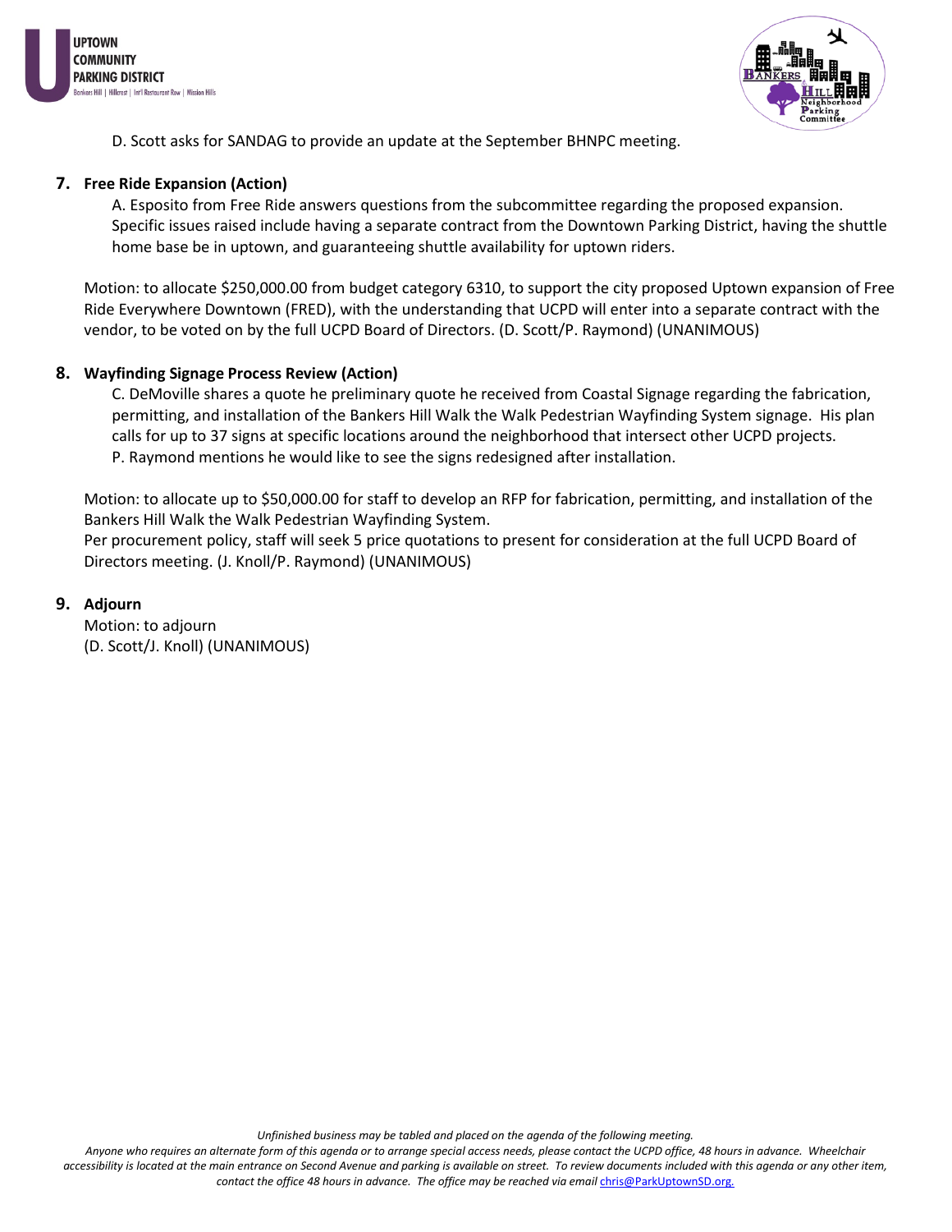D. Scott asks for SANDAG to provide an update at the September BHNPC meeting.

7. **Free Ride Expansion (Action)**

   A. Esposito from Free Ride answers questions from the subcommittee regarding the proposed expansion. Specific issues raised include having a separate contract from the Downtown Parking District, having the shuttle home base be in uptown, and guaranteeing shuttle availability for uptown riders.

   Motion: to allocate $250,000.00 from budget category 6310, to support the city proposed Uptown expansion of Free Ride Everywhere Downtown (FRED), with the understanding that UCPD will enter into a separate contract with the vendor, to be voted on by the full UCPD Board of Directors. (D. Scott/P. Raymond) (UNANIMOUS)

8. **Wayfinding Signage Process Review (Action)**

   C. DeMoville shares a quote he preliminary quote he received from Coastal Signage regarding the fabrication, permitting, and installation of the Bankers Hill Walk the Walk Pedestrian Wayfinding System signage. His plan calls for up to 37 signs at specific locations around the neighborhood that intersect other UCPD projects.
   P. Raymond mentions he would like to see the signs redesigned after installation.

   Motion: to allocate up to $50,000.00 for staff to develop an RFP for fabrication, permitting, and installation of the Bankers Hill Walk the Walk Pedestrian Wayfinding System.
   Per procurement policy, staff will seek 5 price quotations to present for consideration at the full UCPD Board of Directors meeting. (J. Knoll/P. Raymond) (UNANIMOUS)

9. **Adjourn**

   Motion: to adjourn
   (D. Scott/J. Knoll) (UNANIMOUS)

*Unfinished business may be tabled and placed on the agenda of the following meeting.*
*Anyone who requires an alternate form of this agenda or to arrange special access needs, please contact the UCPD office, 48 hours in advance. Wheelchair accessibility is located at the main entrance on Second Avenue and parking is available on street. To review documents included with this agenda or any other item, contact the office 48 hours in advance. The office may be reached via email chris@ParkUptownSD.org.*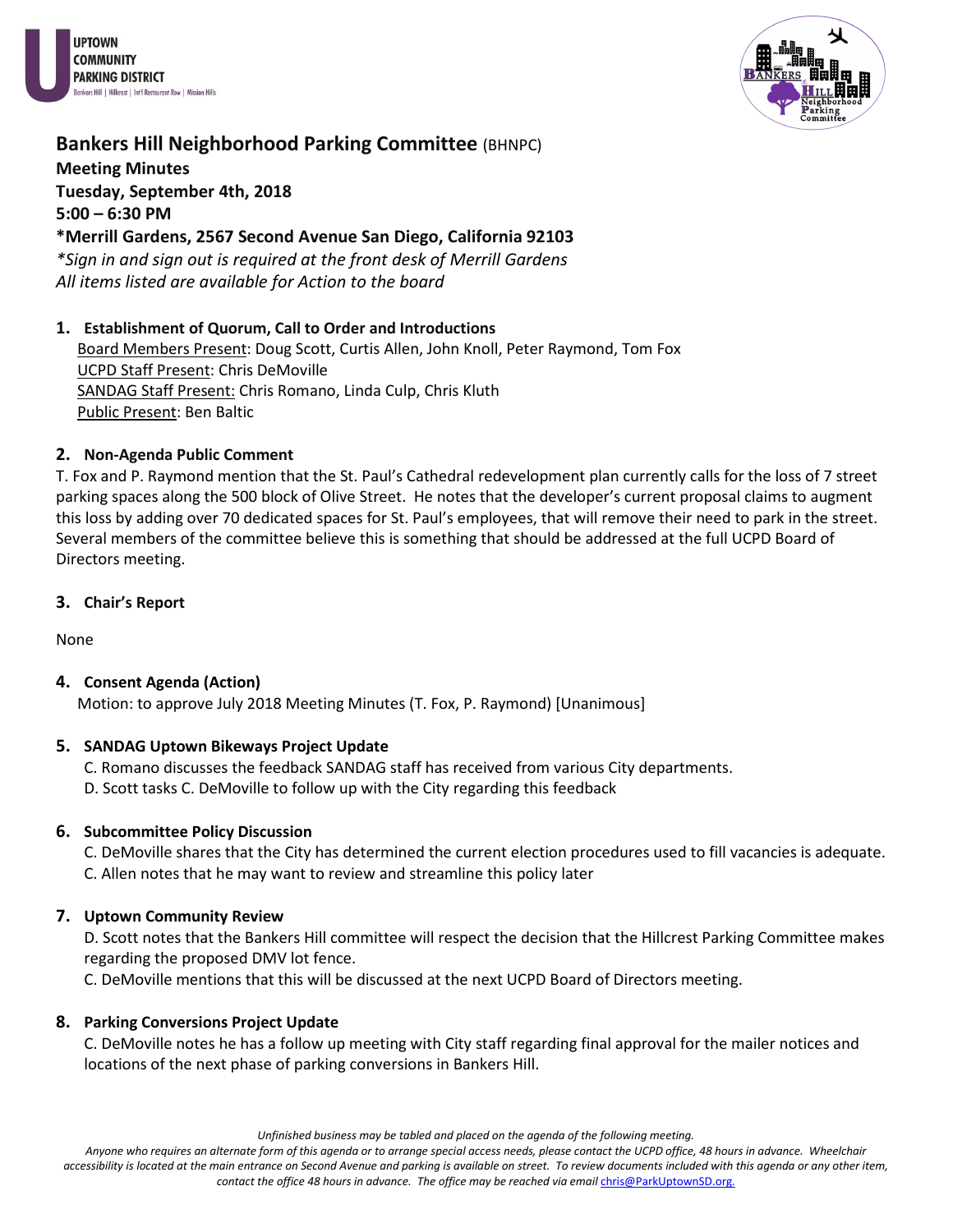UPTOWN COMMUNITY PARKING DISTRICT
Bankers Hill | Hillcrest | Int'l Restaurant Row | Mission Hills

# Bankers Hill Neighborhood Parking Committee (BHNPC)

**Meeting Minutes**
**Tuesday, September 4th, 2018**
**5:00 – 6:30 PM**
**\*Merrill Gardens, 2567 Second Avenue San Diego, California 92103**
*\*Sign in and sign out is required at the front desk of Merrill Gardens*
*All items listed are available for Action to the board*

## 1. Establishment of Quorum, Call to Order and Introductions

Board Members Present: Doug Scott, Curtis Allen, John Knoll, Peter Raymond, Tom Fox
UCPD Staff Present: Chris DeMoville
SANDAG Staff Present: Chris Romano, Linda Culp, Chris Kluth
Public Present: Ben Baltic

## 2. Non-Agenda Public Comment

T. Fox and P. Raymond mention that the St. Paul's Cathedral redevelopment plan currently calls for the loss of 7 street parking spaces along the 500 block of Olive Street. He notes that the developer's current proposal claims to augment this loss by adding over 70 dedicated spaces for St. Paul's employees, that will remove their need to park in the street. Several members of the committee believe this is something that should be addressed at the full UCPD Board of Directors meeting.

## 3. Chair's Report

None

## 4. Consent Agenda (Action)

Motion: to approve July 2018 Meeting Minutes (T. Fox, P. Raymond) [Unanimous]

## 5. SANDAG Uptown Bikeways Project Update

C. Romano discusses the feedback SANDAG staff has received from various City departments.
D. Scott tasks C. DeMoville to follow up with the City regarding this feedback

## 6. Subcommittee Policy Discussion

C. DeMoville shares that the City has determined the current election procedures used to fill vacancies is adequate.
C. Allen notes that he may want to review and streamline this policy later

## 7. Uptown Community Review

D. Scott notes that the Bankers Hill committee will respect the decision that the Hillcrest Parking Committee makes regarding the proposed DMV lot fence.
C. DeMoville mentions that this will be discussed at the next UCPD Board of Directors meeting.

## 8. Parking Conversions Project Update

C. DeMoville notes he has a follow up meeting with City staff regarding final approval for the mailer notices and locations of the next phase of parking conversions in Bankers Hill.

*Unfinished business may be tabled and placed on the agenda of the following meeting.*
*Anyone who requires an alternate form of this agenda or to arrange special access needs, please contact the UCPD office, 48 hours in advance. Wheelchair accessibility is located at the main entrance on Second Avenue and parking is available on street. To review documents included with this agenda or any other item, contact the office 48 hours in advance. The office may be reached via email chris@ParkUptownSD.org.*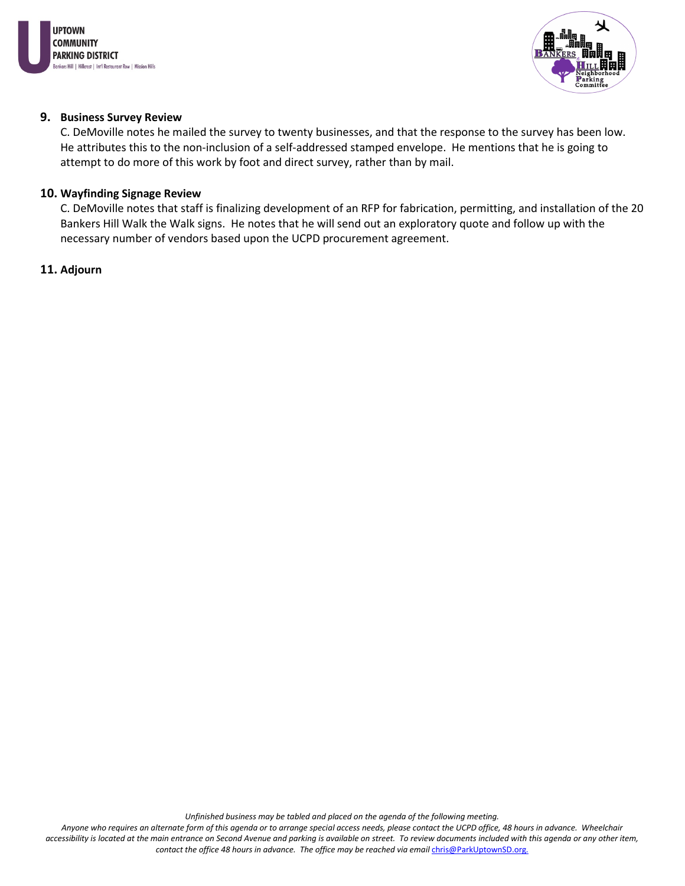**9. Business Survey Review**

C. DeMoville notes he mailed the survey to twenty businesses, and that the response to the survey has been low. He attributes this to the non-inclusion of a self-addressed stamped envelope. He mentions that he is going to attempt to do more of this work by foot and direct survey, rather than by mail.

**10. Wayfinding Signage Review**

C. DeMoville notes that staff is finalizing development of an RFP for fabrication, permitting, and installation of the 20 Bankers Hill Walk the Walk signs. He notes that he will send out an exploratory quote and follow up with the necessary number of vendors based upon the UCPD procurement agreement.

**11. Adjourn**

*Unfinished business may be tabled and placed on the agenda of the following meeting.*

*Anyone who requires an alternate form of this agenda or to arrange special access needs, please contact the UCPD office, 48 hours in advance. Wheelchair accessibility is located at the main entrance on Second Avenue and parking is available on street. To review documents included with this agenda or any other item, contact the office 48 hours in advance. The office may be reached via email chris@ParkUptownSD.org.*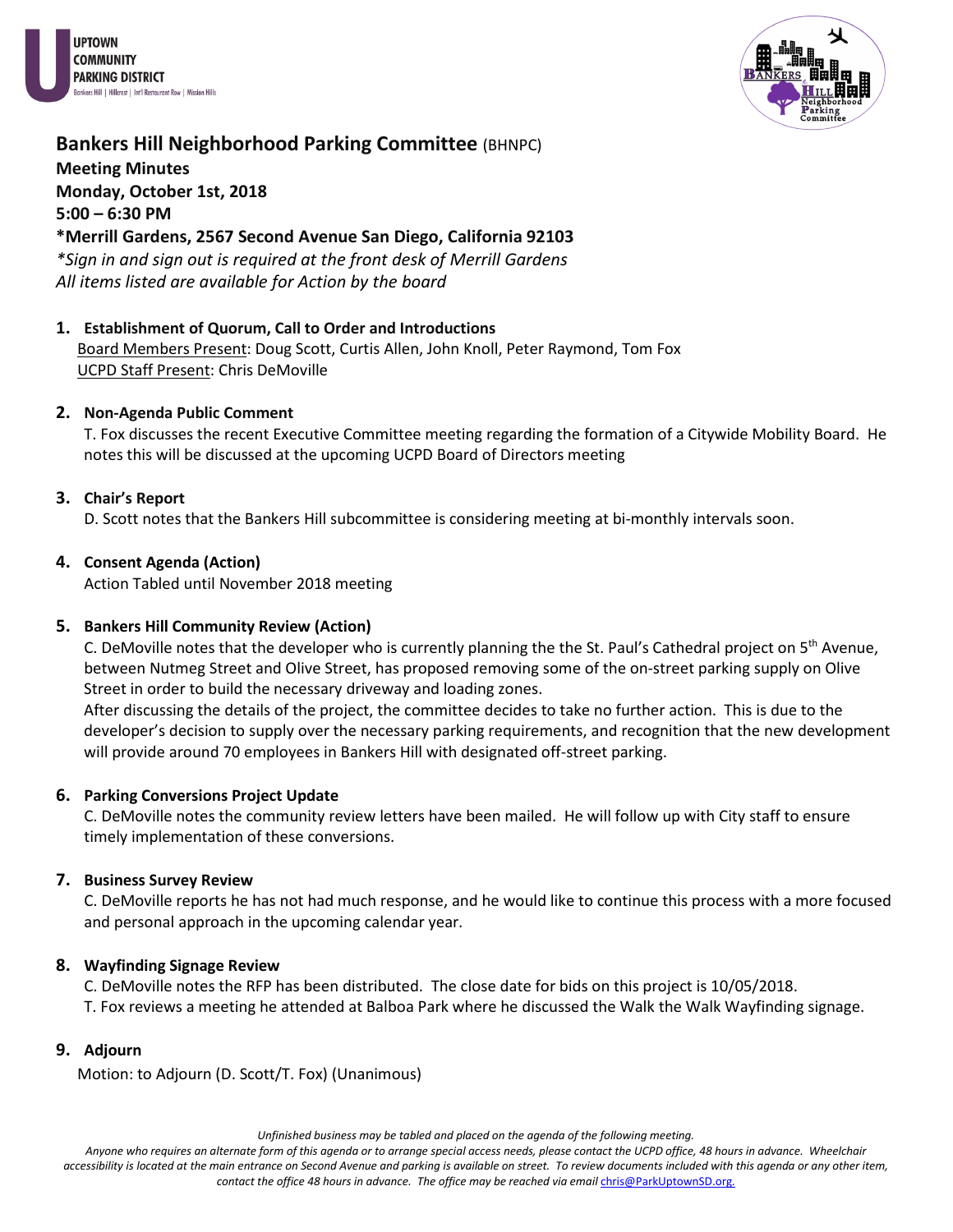UPTOWN COMMUNITY PARKING DISTRICT
Bankers Hill | Hillcrest | Int'l Restaurant Row | Mission Hills

# Bankers Hill Neighborhood Parking Committee (BHNPC)

**Meeting Minutes**
**Monday, October 1st, 2018**
**5:00 – 6:30 PM**
**\*Merrill Gardens, 2567 Second Avenue San Diego, California 92103**
*\*Sign in and sign out is required at the front desk of Merrill Gardens*
*All items listed are available for Action by the board*

## 1. Establishment of Quorum, Call to Order and Introductions

Board Members Present: Doug Scott, Curtis Allen, John Knoll, Peter Raymond, Tom Fox
UCPD Staff Present: Chris DeMoville

## 2. Non-Agenda Public Comment

T. Fox discusses the recent Executive Committee meeting regarding the formation of a Citywide Mobility Board. He notes this will be discussed at the upcoming UCPD Board of Directors meeting

## 3. Chair's Report

D. Scott notes that the Bankers Hill subcommittee is considering meeting at bi-monthly intervals soon.

## 4. Consent Agenda (Action)

Action Tabled until November 2018 meeting

## 5. Bankers Hill Community Review (Action)

C. DeMoville notes that the developer who is currently planning the the St. Paul's Cathedral project on 5th Avenue, between Nutmeg Street and Olive Street, has proposed removing some of the on-street parking supply on Olive Street in order to build the necessary driveway and loading zones.

After discussing the details of the project, the committee decides to take no further action. This is due to the developer's decision to supply over the necessary parking requirements, and recognition that the new development will provide around 70 employees in Bankers Hill with designated off-street parking.

## 6. Parking Conversions Project Update

C. DeMoville notes the community review letters have been mailed. He will follow up with City staff to ensure timely implementation of these conversions.

## 7. Business Survey Review

C. DeMoville reports he has not had much response, and he would like to continue this process with a more focused and personal approach in the upcoming calendar year.

## 8. Wayfinding Signage Review

C. DeMoville notes the RFP has been distributed. The close date for bids on this project is 10/05/2018.
T. Fox reviews a meeting he attended at Balboa Park where he discussed the Walk the Walk Wayfinding signage.

## 9. Adjourn

Motion: to Adjourn (D. Scott/T. Fox) (Unanimous)

*Unfinished business may be tabled and placed on the agenda of the following meeting.*
*Anyone who requires an alternate form of this agenda or to arrange special access needs, please contact the UCPD office, 48 hours in advance. Wheelchair accessibility is located at the main entrance on Second Avenue and parking is available on street. To review documents included with this agenda or any other item, contact the office 48 hours in advance. The office may be reached via email chris@ParkUptownSD.org.*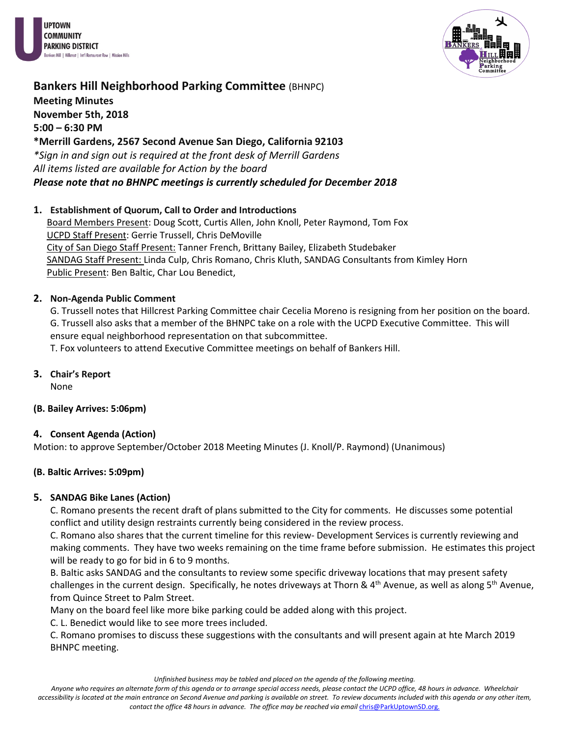# Bankers Hill Neighborhood Parking Committee (BHNPC)

**Meeting Minutes**
**November 5th, 2018**
**5:00 – 6:30 PM**
**\*Merrill Gardens, 2567 Second Avenue San Diego, California 92103**
*\*Sign in and sign out is required at the front desk of Merrill Gardens*
*All items listed are available for Action by the board*
***Please note that no BHNPC meetings is currently scheduled for December 2018***

## 1. Establishment of Quorum, Call to Order and Introductions

Board Members Present: Doug Scott, Curtis Allen, John Knoll, Peter Raymond, Tom Fox
UCPD Staff Present: Gerrie Trussell, Chris DeMoville
City of San Diego Staff Present: Tanner French, Brittany Bailey, Elizabeth Studebaker
SANDAG Staff Present: Linda Culp, Chris Romano, Chris Kluth, SANDAG Consultants from Kimley Horn
Public Present: Ben Baltic, Char Lou Benedict,

## 2. Non-Agenda Public Comment

G. Trussell notes that Hillcrest Parking Committee chair Cecelia Moreno is resigning from her position on the board. G. Trussell also asks that a member of the BHNPC take on a role with the UCPD Executive Committee. This will ensure equal neighborhood representation on that subcommittee.

T. Fox volunteers to attend Executive Committee meetings on behalf of Bankers Hill.

## 3. Chair's Report

None

**(B. Bailey Arrives: 5:06pm)**

## 4. Consent Agenda (Action)

Motion: to approve September/October 2018 Meeting Minutes (J. Knoll/P. Raymond) (Unanimous)

**(B. Baltic Arrives: 5:09pm)**

## 5. SANDAG Bike Lanes (Action)

C. Romano presents the recent draft of plans submitted to the City for comments. He discusses some potential conflict and utility design restraints currently being considered in the review process.

C. Romano also shares that the current timeline for this review- Development Services is currently reviewing and making comments. They have two weeks remaining on the time frame before submission. He estimates this project will be ready to go for bid in 6 to 9 months.

B. Baltic asks SANDAG and the consultants to review some specific driveway locations that may present safety challenges in the current design. Specifically, he notes driveways at Thorn & 4th Avenue, as well as along 5th Avenue, from Quince Street to Palm Street.

Many on the board feel like more bike parking could be added along with this project.

C. L. Benedict would like to see more trees included.

C. Romano promises to discuss these suggestions with the consultants and will present again at hte March 2019 BHNPC meeting.

*Unfinished business may be tabled and placed on the agenda of the following meeting.*

*Anyone who requires an alternate form of this agenda or to arrange special access needs, please contact the UCPD office, 48 hours in advance. Wheelchair accessibility is located at the main entrance on Second Avenue and parking is available on street. To review documents included with this agenda or any other item, contact the office 48 hours in advance. The office may be reached via email chris@ParkUptownSD.org.*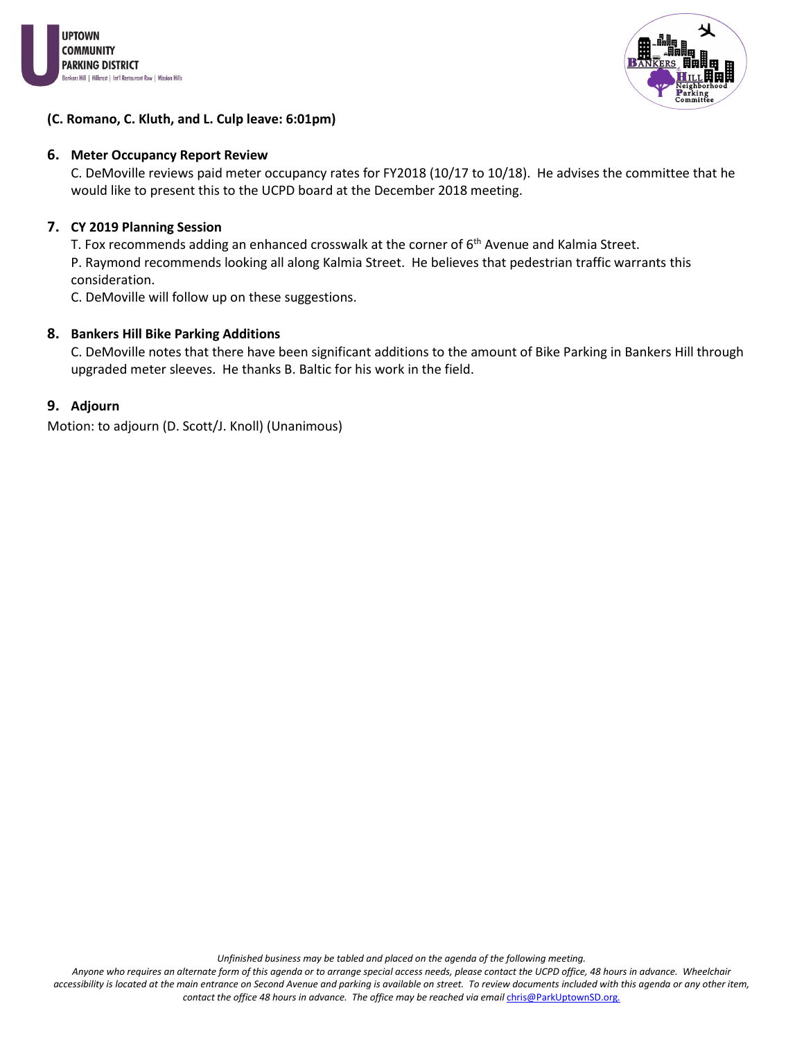**(C. Romano, C. Kluth, and L. Culp leave: 6:01pm)**

6. **Meter Occupancy Report Review**

   C. DeMoville reviews paid meter occupancy rates for FY2018 (10/17 to 10/18). He advises the committee that he would like to present this to the UCPD board at the December 2018 meeting.

7. **CY 2019 Planning Session**

   T. Fox recommends adding an enhanced crosswalk at the corner of 6th Avenue and Kalmia Street.

   P. Raymond recommends looking all along Kalmia Street. He believes that pedestrian traffic warrants this consideration.

   C. DeMoville will follow up on these suggestions.

8. **Bankers Hill Bike Parking Additions**

   C. DeMoville notes that there have been significant additions to the amount of Bike Parking in Bankers Hill through upgraded meter sleeves. He thanks B. Baltic for his work in the field.

9. **Adjourn**

Motion: to adjourn (D. Scott/J. Knoll) (Unanimous)

*Unfinished business may be tabled and placed on the agenda of the following meeting.*

*Anyone who requires an alternate form of this agenda or to arrange special access needs, please contact the UCPD office, 48 hours in advance. Wheelchair accessibility is located at the main entrance on Second Avenue and parking is available on street. To review documents included with this agenda or any other item, contact the office 48 hours in advance. The office may be reached via email chris@ParkUptownSD.org.*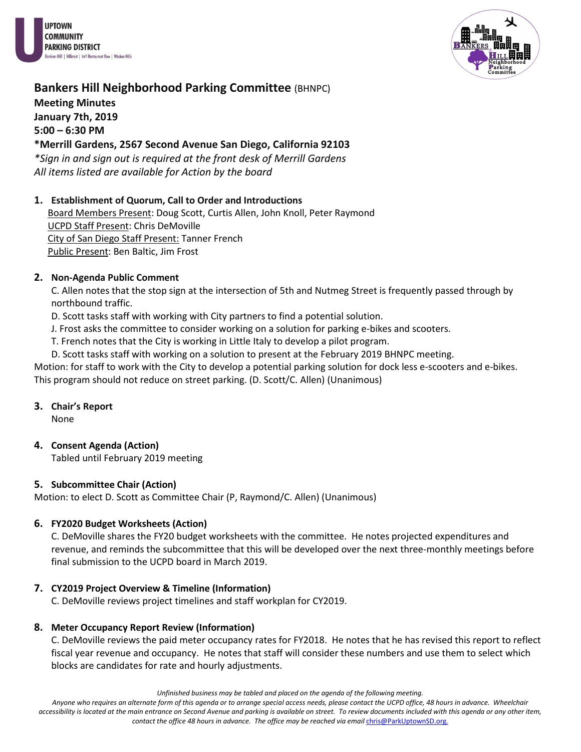UPTOWN COMMUNITY PARKING DISTRICT
Bankers Hill | Hillcrest | Int'l Restaurant Row | Mission Hills

## Bankers Hill Neighborhood Parking Committee (BHNPC)

**Meeting Minutes**
**January 7th, 2019**
**5:00 – 6:30 PM**
**\*Merrill Gardens, 2567 Second Avenue San Diego, California 92103**
*\*Sign in and sign out is required at the front desk of Merrill Gardens*
*All items listed are available for Action by the board*

**1. Establishment of Quorum, Call to Order and Introductions**

Board Members Present: Doug Scott, Curtis Allen, John Knoll, Peter Raymond
UCPD Staff Present: Chris DeMoville
City of San Diego Staff Present: Tanner French
Public Present: Ben Baltic, Jim Frost

**2. Non-Agenda Public Comment**

C. Allen notes that the stop sign at the intersection of 5th and Nutmeg Street is frequently passed through by northbound traffic.
D. Scott tasks staff with working with City partners to find a potential solution.
J. Frost asks the committee to consider working on a solution for parking e-bikes and scooters.
T. French notes that the City is working in Little Italy to develop a pilot program.
D. Scott tasks staff with working on a solution to present at the February 2019 BHNPC meeting.

Motion: for staff to work with the City to develop a potential parking solution for dock less e-scooters and e-bikes. This program should not reduce on street parking. (D. Scott/C. Allen) (Unanimous)

**3. Chair's Report**

None

**4. Consent Agenda (Action)**

Tabled until February 2019 meeting

**5. Subcommittee Chair (Action)**

Motion: to elect D. Scott as Committee Chair (P, Raymond/C. Allen) (Unanimous)

**6. FY2020 Budget Worksheets (Action)**

C. DeMoville shares the FY20 budget worksheets with the committee. He notes projected expenditures and revenue, and reminds the subcommittee that this will be developed over the next three-monthly meetings before final submission to the UCPD board in March 2019.

**7. CY2019 Project Overview & Timeline (Information)**

C. DeMoville reviews project timelines and staff workplan for CY2019.

**8. Meter Occupancy Report Review (Information)**

C. DeMoville reviews the paid meter occupancy rates for FY2018. He notes that he has revised this report to reflect fiscal year revenue and occupancy. He notes that staff will consider these numbers and use them to select which blocks are candidates for rate and hourly adjustments.

*Unfinished business may be tabled and placed on the agenda of the following meeting.*
*Anyone who requires an alternate form of this agenda or to arrange special access needs, please contact the UCPD office, 48 hours in advance. Wheelchair accessibility is located at the main entrance on Second Avenue and parking is available on street. To review documents included with this agenda or any other item, contact the office 48 hours in advance. The office may be reached via email chris@ParkUptownSD.org.*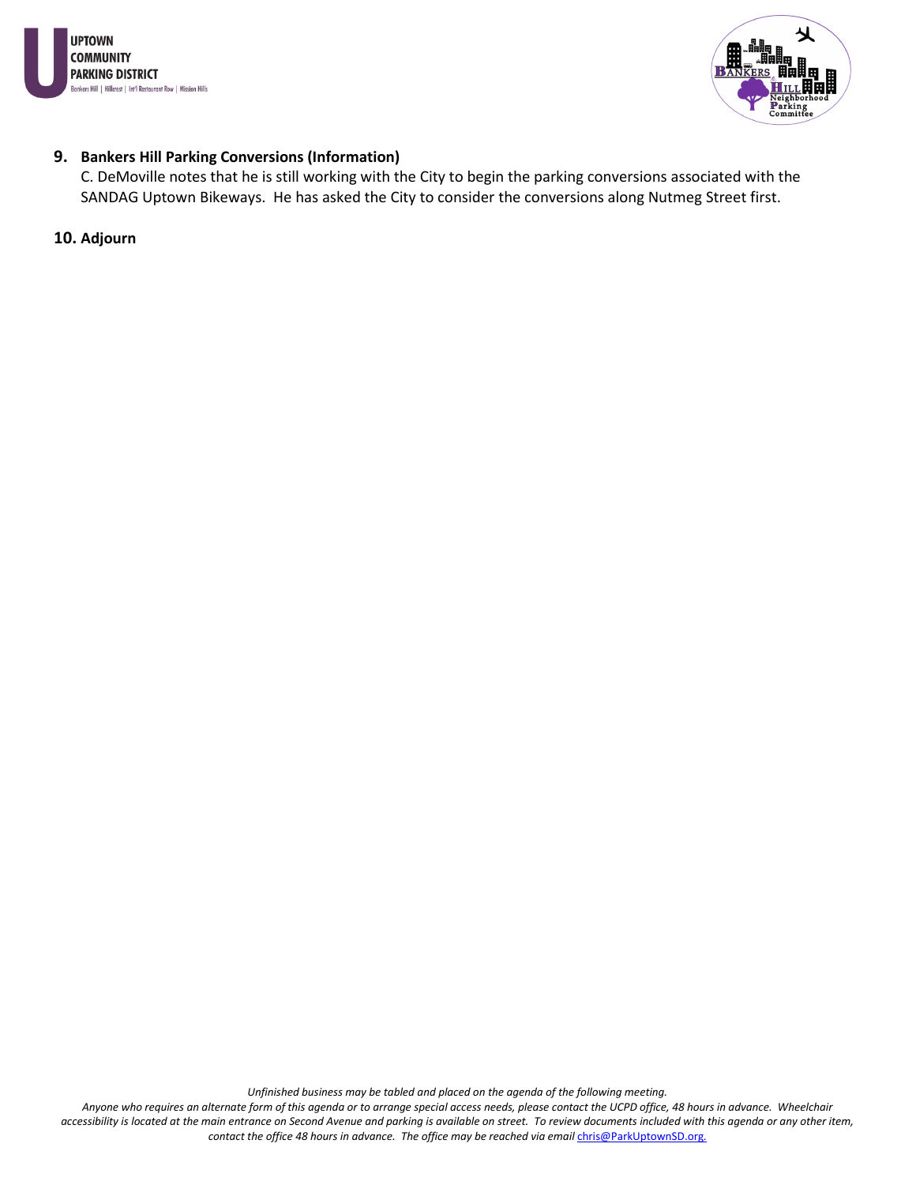9. **Bankers Hill Parking Conversions (Information)**
   C. DeMoville notes that he is still working with the City to begin the parking conversions associated with the SANDAG Uptown Bikeways. He has asked the City to consider the conversions along Nutmeg Street first.

10. **Adjourn**

*Unfinished business may be tabled and placed on the agenda of the following meeting.*
*Anyone who requires an alternate form of this agenda or to arrange special access needs, please contact the UCPD office, 48 hours in advance. Wheelchair accessibility is located at the main entrance on Second Avenue and parking is available on street. To review documents included with this agenda or any other item, contact the office 48 hours in advance. The office may be reached via email chris@ParkUptownSD.org.*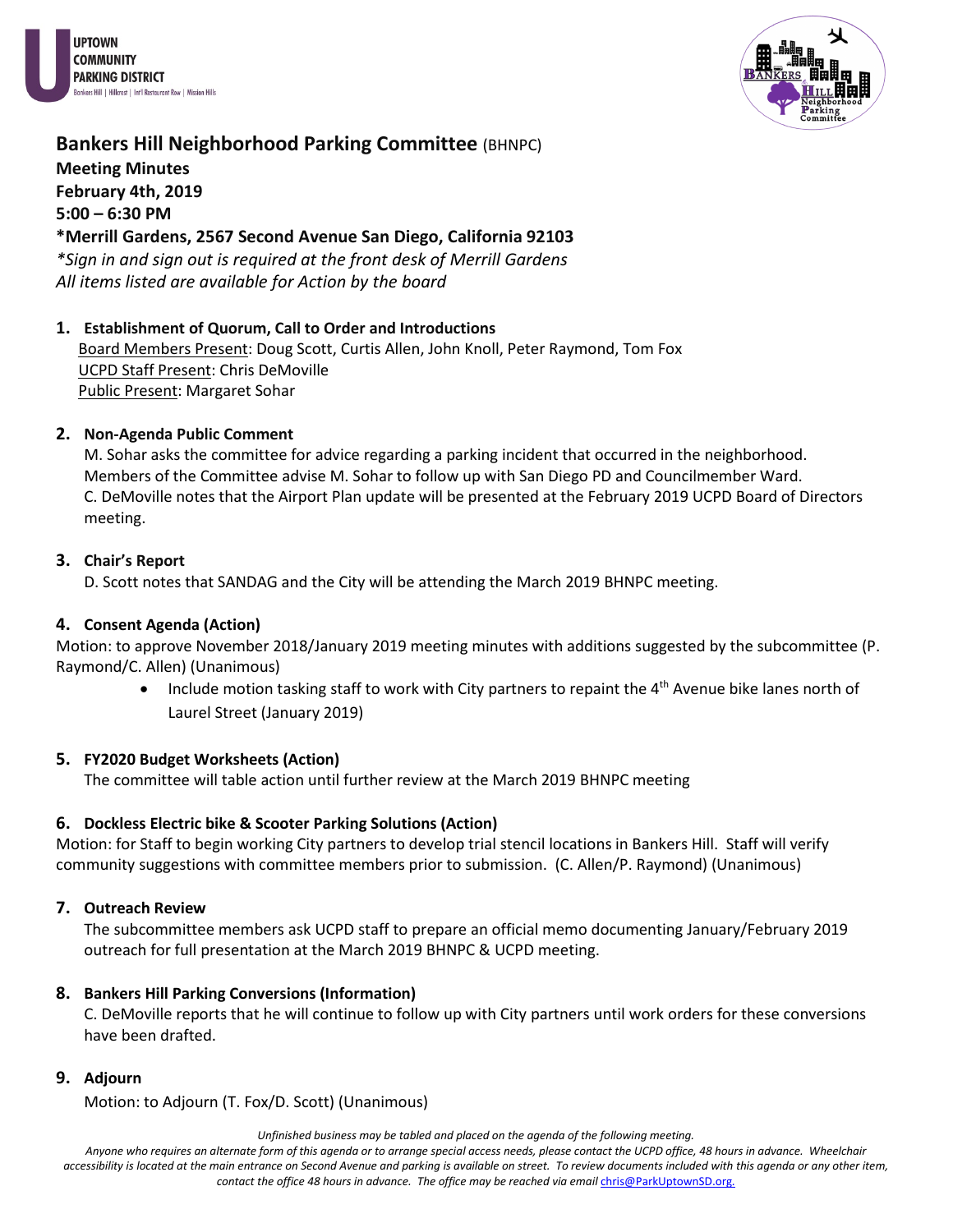# Bankers Hill Neighborhood Parking Committee (BHNPC)

**Meeting Minutes**
**February 4th, 2019**
**5:00 – 6:30 PM**
**\*Merrill Gardens, 2567 Second Avenue San Diego, California 92103**
*\*Sign in and sign out is required at the front desk of Merrill Gardens*
*All items listed are available for Action by the board*

**1. Establishment of Quorum, Call to Order and Introductions**

Board Members Present: Doug Scott, Curtis Allen, John Knoll, Peter Raymond, Tom Fox
UCPD Staff Present: Chris DeMoville
Public Present: Margaret Sohar

**2. Non-Agenda Public Comment**

M. Sohar asks the committee for advice regarding a parking incident that occurred in the neighborhood. Members of the Committee advise M. Sohar to follow up with San Diego PD and Councilmember Ward.
C. DeMoville notes that the Airport Plan update will be presented at the February 2019 UCPD Board of Directors meeting.

**3. Chair's Report**

D. Scott notes that SANDAG and the City will be attending the March 2019 BHNPC meeting.

**4. Consent Agenda (Action)**

Motion: to approve November 2018/January 2019 meeting minutes with additions suggested by the subcommittee (P. Raymond/C. Allen) (Unanimous)

- Include motion tasking staff to work with City partners to repaint the 4th Avenue bike lanes north of Laurel Street (January 2019)

**5. FY2020 Budget Worksheets (Action)**

The committee will table action until further review at the March 2019 BHNPC meeting

**6. Dockless Electric bike & Scooter Parking Solutions (Action)**

Motion: for Staff to begin working City partners to develop trial stencil locations in Bankers Hill. Staff will verify community suggestions with committee members prior to submission. (C. Allen/P. Raymond) (Unanimous)

**7. Outreach Review**

The subcommittee members ask UCPD staff to prepare an official memo documenting January/February 2019 outreach for full presentation at the March 2019 BHNPC & UCPD meeting.

**8. Bankers Hill Parking Conversions (Information)**

C. DeMoville reports that he will continue to follow up with City partners until work orders for these conversions have been drafted.

**9. Adjourn**

Motion: to Adjourn (T. Fox/D. Scott) (Unanimous)

*Unfinished business may be tabled and placed on the agenda of the following meeting.*
*Anyone who requires an alternate form of this agenda or to arrange special access needs, please contact the UCPD office, 48 hours in advance. Wheelchair accessibility is located at the main entrance on Second Avenue and parking is available on street. To review documents included with this agenda or any other item, contact the office 48 hours in advance. The office may be reached via email chris@ParkUptownSD.org.*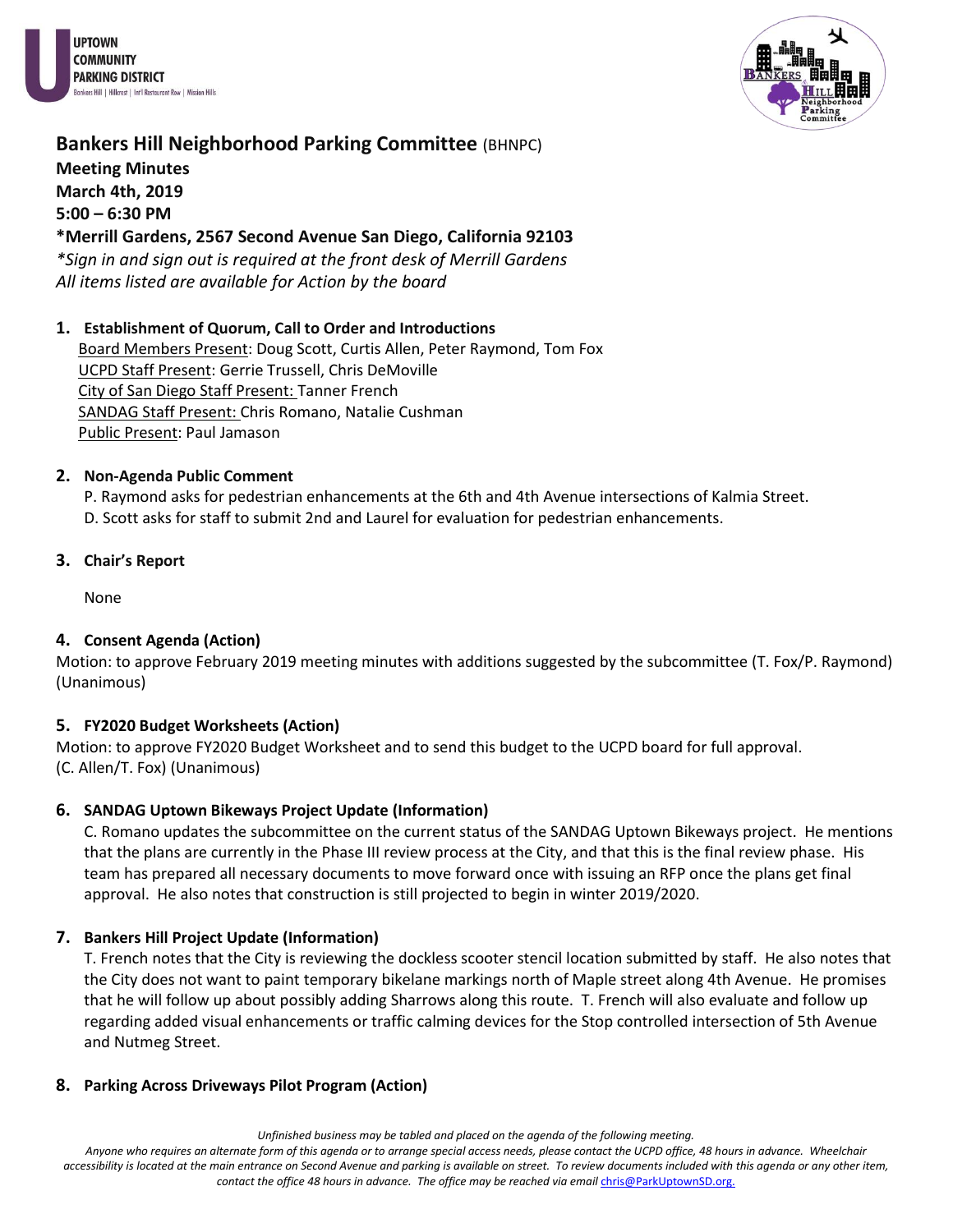UPTOWN COMMUNITY PARKING DISTRICT
Bankers Hill | Hillcrest | Int'l Restaurant Row | Mission Hills

# Bankers Hill Neighborhood Parking Committee (BHNPC)

**Meeting Minutes**
**March 4th, 2019**
**5:00 – 6:30 PM**
**\*Merrill Gardens, 2567 Second Avenue San Diego, California 92103**
*\*Sign in and sign out is required at the front desk of Merrill Gardens*
*All items listed are available for Action by the board*

## 1. Establishment of Quorum, Call to Order and Introductions

Board Members Present: Doug Scott, Curtis Allen, Peter Raymond, Tom Fox
UCPD Staff Present: Gerrie Trussell, Chris DeMoville
City of San Diego Staff Present: Tanner French
SANDAG Staff Present: Chris Romano, Natalie Cushman
Public Present: Paul Jamason

## 2. Non-Agenda Public Comment

P. Raymond asks for pedestrian enhancements at the 6th and 4th Avenue intersections of Kalmia Street.
D. Scott asks for staff to submit 2nd and Laurel for evaluation for pedestrian enhancements.

## 3. Chair's Report

None

## 4. Consent Agenda (Action)

Motion: to approve February 2019 meeting minutes with additions suggested by the subcommittee (T. Fox/P. Raymond) (Unanimous)

## 5. FY2020 Budget Worksheets (Action)

Motion: to approve FY2020 Budget Worksheet and to send this budget to the UCPD board for full approval. (C. Allen/T. Fox) (Unanimous)

## 6. SANDAG Uptown Bikeways Project Update (Information)

C. Romano updates the subcommittee on the current status of the SANDAG Uptown Bikeways project. He mentions that the plans are currently in the Phase III review process at the City, and that this is the final review phase. His team has prepared all necessary documents to move forward once with issuing an RFP once the plans get final approval. He also notes that construction is still projected to begin in winter 2019/2020.

## 7. Bankers Hill Project Update (Information)

T. French notes that the City is reviewing the dockless scooter stencil location submitted by staff. He also notes that the City does not want to paint temporary bikelane markings north of Maple street along 4th Avenue. He promises that he will follow up about possibly adding Sharrows along this route. T. French will also evaluate and follow up regarding added visual enhancements or traffic calming devices for the Stop controlled intersection of 5th Avenue and Nutmeg Street.

## 8. Parking Across Driveways Pilot Program (Action)

*Unfinished business may be tabled and placed on the agenda of the following meeting.*
*Anyone who requires an alternate form of this agenda or to arrange special access needs, please contact the UCPD office, 48 hours in advance. Wheelchair accessibility is located at the main entrance on Second Avenue and parking is available on street. To review documents included with this agenda or any other item, contact the office 48 hours in advance. The office may be reached via email chris@ParkUptownSD.org.*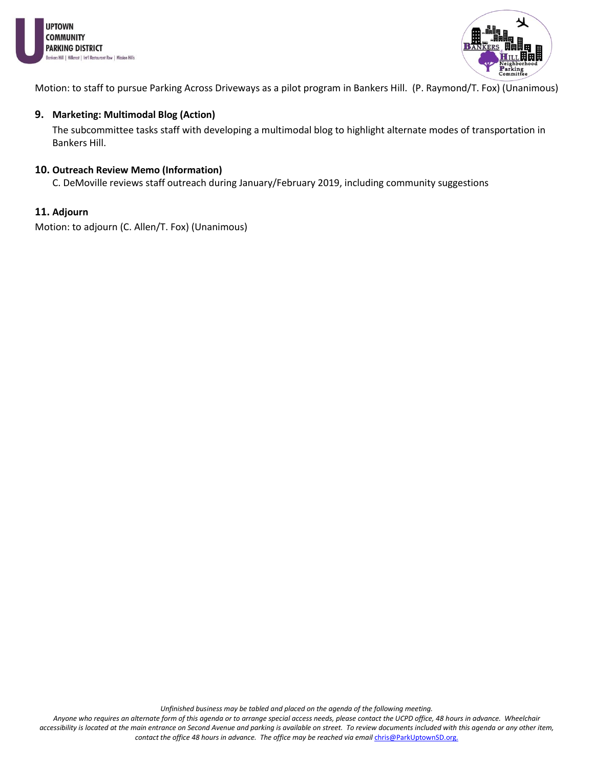Motion: to staff to pursue Parking Across Driveways as a pilot program in Bankers Hill. (P. Raymond/T. Fox) (Unanimous)

**9. Marketing: Multimodal Blog (Action)**

The subcommittee tasks staff with developing a multimodal blog to highlight alternate modes of transportation in Bankers Hill.

**10. Outreach Review Memo (Information)**

C. DeMoville reviews staff outreach during January/February 2019, including community suggestions

**11. Adjourn**

Motion: to adjourn (C. Allen/T. Fox) (Unanimous)

*Unfinished business may be tabled and placed on the agenda of the following meeting.*
*Anyone who requires an alternate form of this agenda or to arrange special access needs, please contact the UCPD office, 48 hours in advance. Wheelchair accessibility is located at the main entrance on Second Avenue and parking is available on street. To review documents included with this agenda or any other item, contact the office 48 hours in advance. The office may be reached via email chris@ParkUptownSD.org.*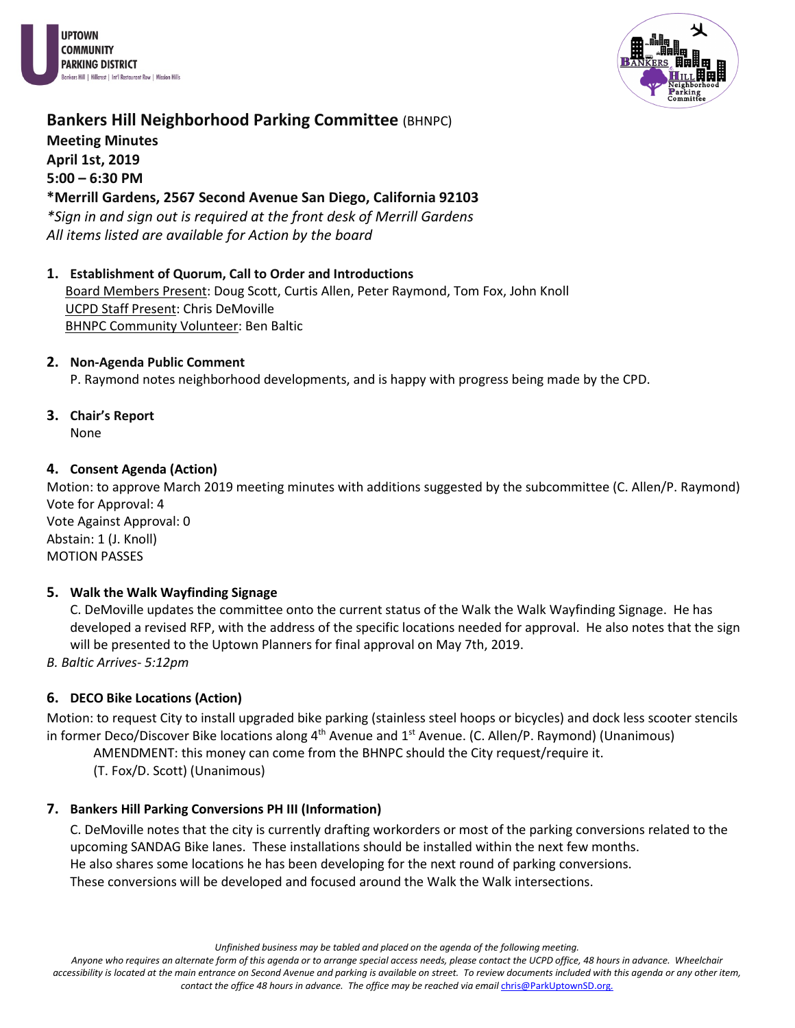UPTOWN COMMUNITY PARKING DISTRICT
Bankers Hill | Hillcrest | Int'l Restaurant Row | Mission Hills

# Bankers Hill Neighborhood Parking Committee (BHNPC)

**Meeting Minutes**
**April 1st, 2019**
**5:00 – 6:30 PM**
**\*Merrill Gardens, 2567 Second Avenue San Diego, California 92103**
*\*Sign in and sign out is required at the front desk of Merrill Gardens*
*All items listed are available for Action by the board*

### 1. Establishment of Quorum, Call to Order and Introductions

Board Members Present: Doug Scott, Curtis Allen, Peter Raymond, Tom Fox, John Knoll
UCPD Staff Present: Chris DeMoville
BHNPC Community Volunteer: Ben Baltic

### 2. Non-Agenda Public Comment

P. Raymond notes neighborhood developments, and is happy with progress being made by the CPD.

### 3. Chair's Report

None

### 4. Consent Agenda (Action)

Motion: to approve March 2019 meeting minutes with additions suggested by the subcommittee (C. Allen/P. Raymond)
Vote for Approval: 4
Vote Against Approval: 0
Abstain: 1 (J. Knoll)
MOTION PASSES

### 5. Walk the Walk Wayfinding Signage

C. DeMoville updates the committee onto the current status of the Walk the Walk Wayfinding Signage. He has developed a revised RFP, with the address of the specific locations needed for approval. He also notes that the sign will be presented to the Uptown Planners for final approval on May 7th, 2019.

*B. Baltic Arrives- 5:12pm*

### 6. DECO Bike Locations (Action)

Motion: to request City to install upgraded bike parking (stainless steel hoops or bicycles) and dock less scooter stencils in former Deco/Discover Bike locations along 4th Avenue and 1st Avenue. (C. Allen/P. Raymond) (Unanimous)

AMENDMENT: this money can come from the BHNPC should the City request/require it.
(T. Fox/D. Scott) (Unanimous)

### 7. Bankers Hill Parking Conversions PH III (Information)

C. DeMoville notes that the city is currently drafting workorders or most of the parking conversions related to the upcoming SANDAG Bike lanes. These installations should be installed within the next few months.
He also shares some locations he has been developing for the next round of parking conversions.
These conversions will be developed and focused around the Walk the Walk intersections.

*Unfinished business may be tabled and placed on the agenda of the following meeting.*
*Anyone who requires an alternate form of this agenda or to arrange special access needs, please contact the UCPD office, 48 hours in advance. Wheelchair accessibility is located at the main entrance on Second Avenue and parking is available on street. To review documents included with this agenda or any other item, contact the office 48 hours in advance. The office may be reached via email chris@ParkUptownSD.org.*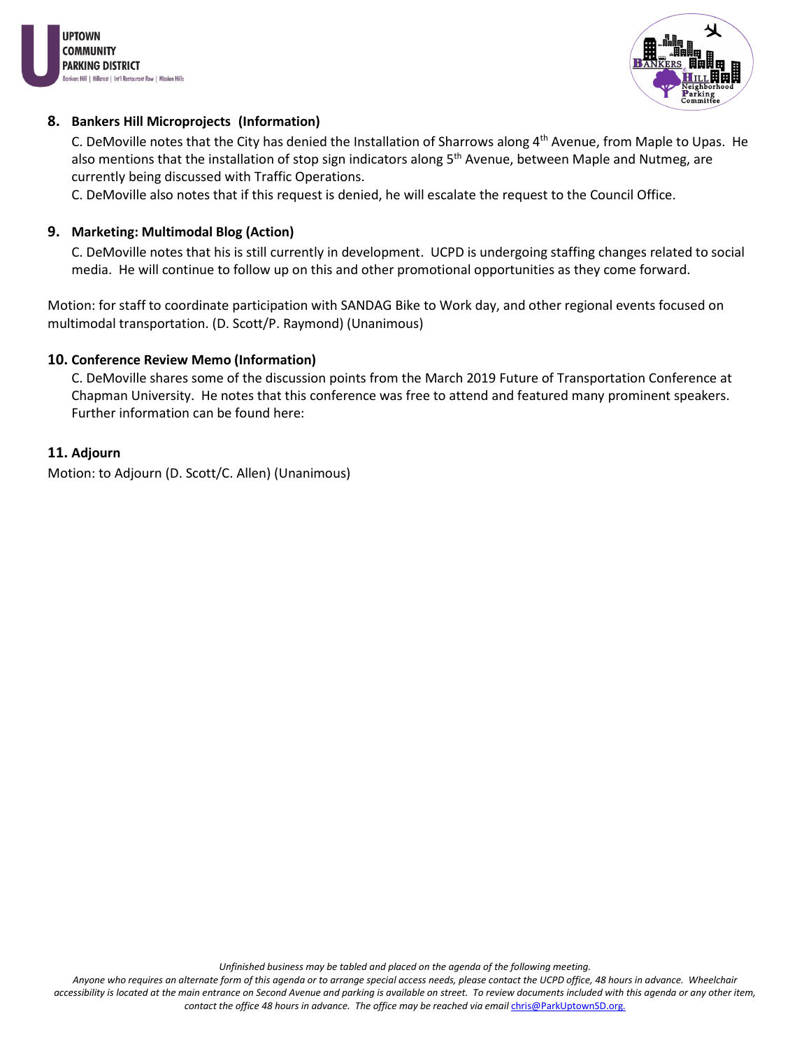## 8. Bankers Hill Microprojects (Information)

C. DeMoville notes that the City has denied the Installation of Sharrows along 4th Avenue, from Maple to Upas. He also mentions that the installation of stop sign indicators along 5th Avenue, between Maple and Nutmeg, are currently being discussed with Traffic Operations.

C. DeMoville also notes that if this request is denied, he will escalate the request to the Council Office.

## 9. Marketing: Multimodal Blog (Action)

C. DeMoville notes that his is still currently in development. UCPD is undergoing staffing changes related to social media. He will continue to follow up on this and other promotional opportunities as they come forward.

Motion: for staff to coordinate participation with SANDAG Bike to Work day, and other regional events focused on multimodal transportation. (D. Scott/P. Raymond) (Unanimous)

## 10. Conference Review Memo (Information)

C. DeMoville shares some of the discussion points from the March 2019 Future of Transportation Conference at Chapman University. He notes that this conference was free to attend and featured many prominent speakers. Further information can be found here:

## 11. Adjourn

Motion: to Adjourn (D. Scott/C. Allen) (Unanimous)

*Unfinished business may be tabled and placed on the agenda of the following meeting.*

*Anyone who requires an alternate form of this agenda or to arrange special access needs, please contact the UCPD office, 48 hours in advance. Wheelchair accessibility is located at the main entrance on Second Avenue and parking is available on street. To review documents included with this agenda or any other item, contact the office 48 hours in advance. The office may be reached via email chris@ParkUptownSD.org.*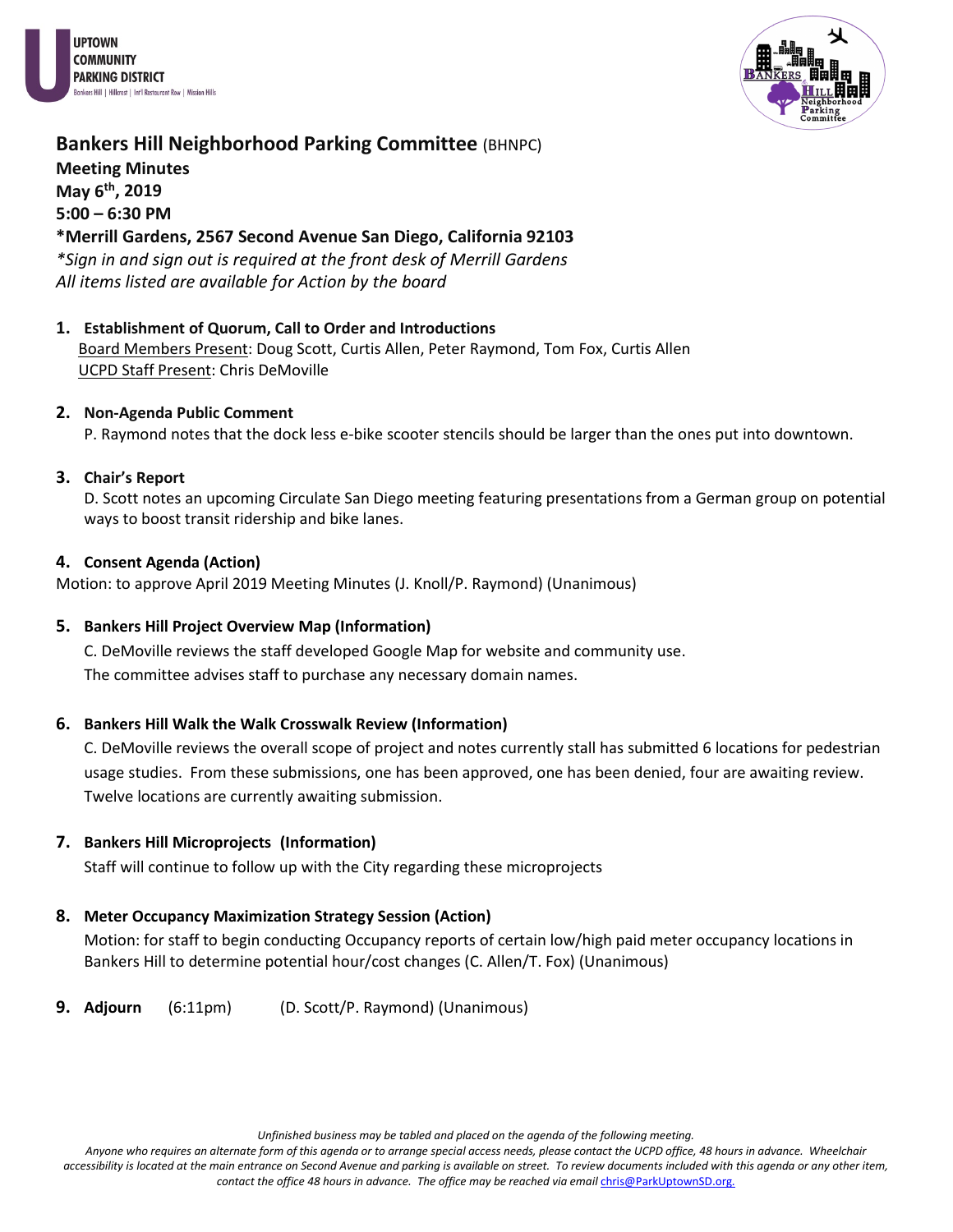# Bankers Hill Neighborhood Parking Committee (BHNPC)

**Meeting Minutes**
**May 6th, 2019**
**5:00 – 6:30 PM**
**\*Merrill Gardens, 2567 Second Avenue San Diego, California 92103**
*\*Sign in and sign out is required at the front desk of Merrill Gardens*
*All items listed are available for Action by the board*

**1. Establishment of Quorum, Call to Order and Introductions**
Board Members Present: Doug Scott, Curtis Allen, Peter Raymond, Tom Fox, Curtis Allen
UCPD Staff Present: Chris DeMoville

**2. Non-Agenda Public Comment**
P. Raymond notes that the dock less e-bike scooter stencils should be larger than the ones put into downtown.

**3. Chair's Report**
D. Scott notes an upcoming Circulate San Diego meeting featuring presentations from a German group on potential ways to boost transit ridership and bike lanes.

**4. Consent Agenda (Action)**
Motion: to approve April 2019 Meeting Minutes (J. Knoll/P. Raymond) (Unanimous)

**5. Bankers Hill Project Overview Map (Information)**
C. DeMoville reviews the staff developed Google Map for website and community use.
The committee advises staff to purchase any necessary domain names.

**6. Bankers Hill Walk the Walk Crosswalk Review (Information)**
C. DeMoville reviews the overall scope of project and notes currently stall has submitted 6 locations for pedestrian usage studies. From these submissions, one has been approved, one has been denied, four are awaiting review. Twelve locations are currently awaiting submission.

**7. Bankers Hill Microprojects (Information)**
Staff will continue to follow up with the City regarding these microprojects

**8. Meter Occupancy Maximization Strategy Session (Action)**
Motion: for staff to begin conducting Occupancy reports of certain low/high paid meter occupancy locations in Bankers Hill to determine potential hour/cost changes (C. Allen/T. Fox) (Unanimous)

**9. Adjourn** (6:11pm) (D. Scott/P. Raymond) (Unanimous)

*Unfinished business may be tabled and placed on the agenda of the following meeting.*
*Anyone who requires an alternate form of this agenda or to arrange special access needs, please contact the UCPD office, 48 hours in advance. Wheelchair accessibility is located at the main entrance on Second Avenue and parking is available on street. To review documents included with this agenda or any other item, contact the office 48 hours in advance. The office may be reached via email chris@ParkUptownSD.org.*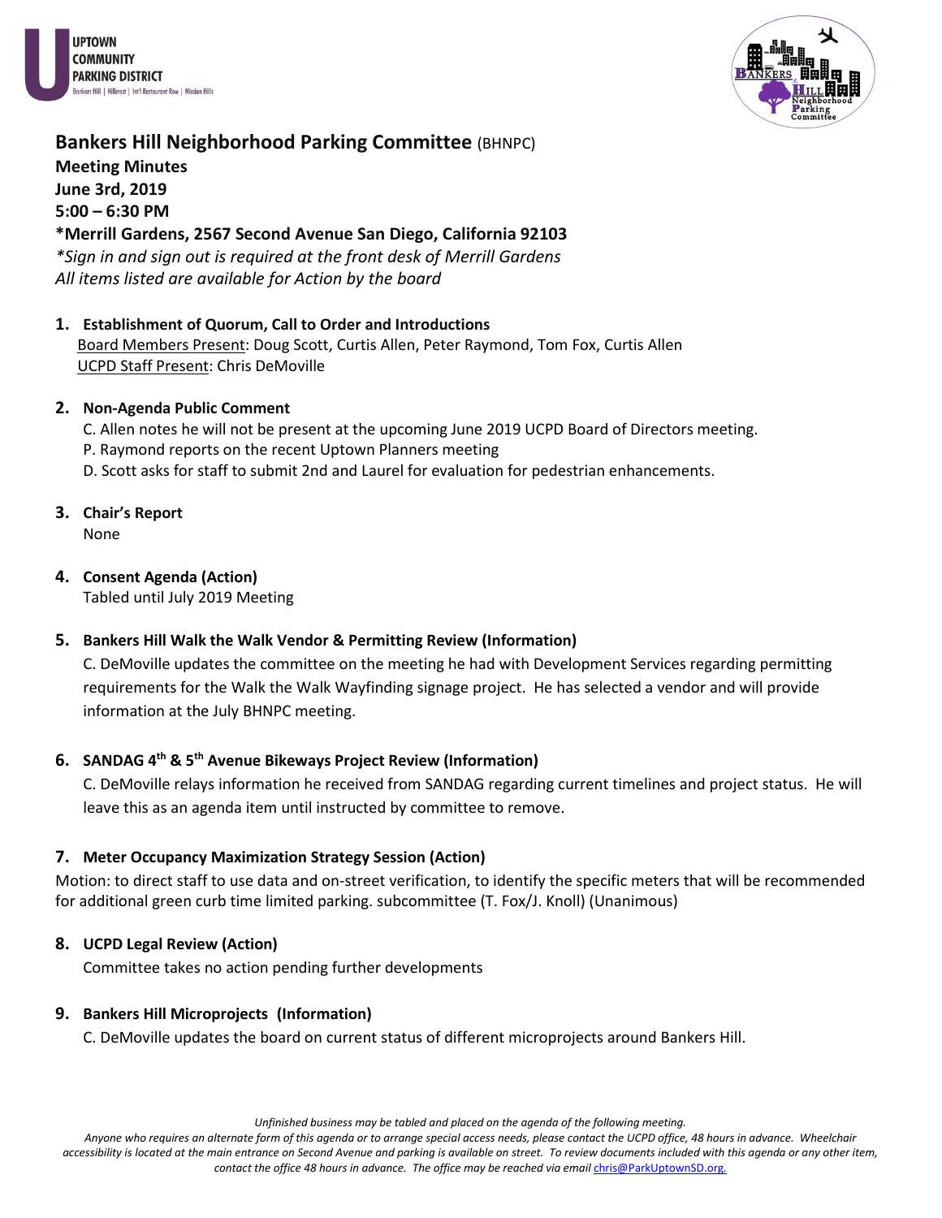UPTOWN COMMUNITY PARKING DISTRICT
Bankers Hill | Hillcrest | Int'l Restaurant Row | Mission Hills

# Bankers Hill Neighborhood Parking Committee (BHNPC)

**Meeting Minutes**
**June 3rd, 2019**
**5:00 – 6:30 PM**
**\*Merrill Gardens, 2567 Second Avenue San Diego, California 92103**
*\*Sign in and sign out is required at the front desk of Merrill Gardens*
*All items listed are available for Action by the board*

1. **Establishment of Quorum, Call to Order and Introductions**
   Board Members Present: Doug Scott, Curtis Allen, Peter Raymond, Tom Fox, Curtis Allen
   UCPD Staff Present: Chris DeMoville

2. **Non-Agenda Public Comment**
   C. Allen notes he will not be present at the upcoming June 2019 UCPD Board of Directors meeting.
   P. Raymond reports on the recent Uptown Planners meeting
   D. Scott asks for staff to submit 2nd and Laurel for evaluation for pedestrian enhancements.

3. **Chair's Report**
   None

4. **Consent Agenda (Action)**
   Tabled until July 2019 Meeting

5. **Bankers Hill Walk the Walk Vendor & Permitting Review (Information)**
   C. DeMoville updates the committee on the meeting he had with Development Services regarding permitting requirements for the Walk the Walk Wayfinding signage project. He has selected a vendor and will provide information at the July BHNPC meeting.

6. **SANDAG 4th & 5th Avenue Bikeways Project Review (Information)**
   C. DeMoville relays information he received from SANDAG regarding current timelines and project status. He will leave this as an agenda item until instructed by committee to remove.

7. **Meter Occupancy Maximization Strategy Session (Action)**

Motion: to direct staff to use data and on-street verification, to identify the specific meters that will be recommended for additional green curb time limited parking. subcommittee (T. Fox/J. Knoll) (Unanimous)

8. **UCPD Legal Review (Action)**
   Committee takes no action pending further developments

9. **Bankers Hill Microprojects (Information)**
   C. DeMoville updates the board on current status of different microprojects around Bankers Hill.

*Unfinished business may be tabled and placed on the agenda of the following meeting.*
*Anyone who requires an alternate form of this agenda or to arrange special access needs, please contact the UCPD office, 48 hours in advance. Wheelchair accessibility is located at the main entrance on Second Avenue and parking is available on street. To review documents included with this agenda or any other item, contact the office 48 hours in advance. The office may be reached via email chris@ParkUptownSD.org.*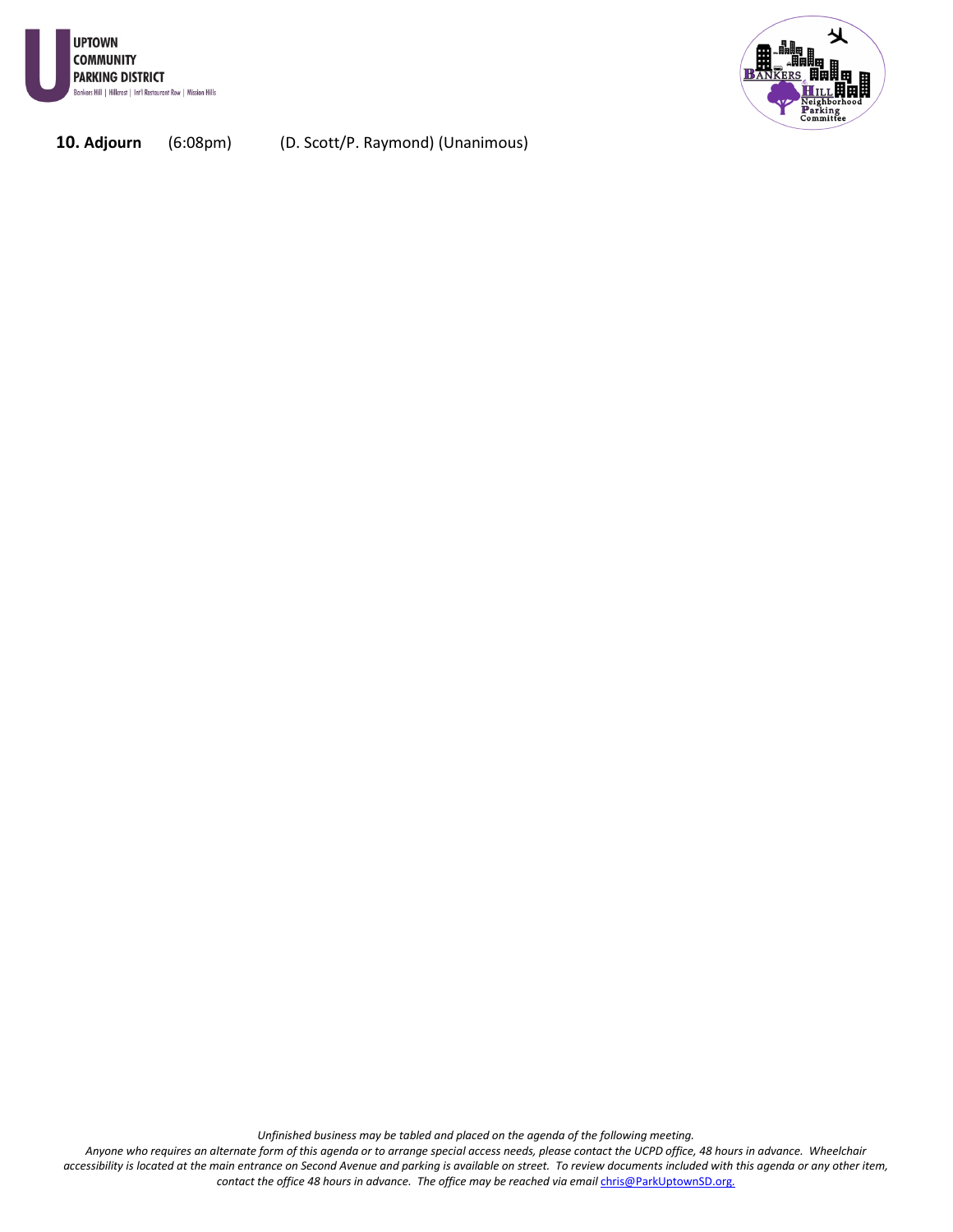**10. Adjourn** (6:08pm) (D. Scott/P. Raymond) (Unanimous)

*Unfinished business may be tabled and placed on the agenda of the following meeting.*

*Anyone who requires an alternate form of this agenda or to arrange special access needs, please contact the UCPD office, 48 hours in advance. Wheelchair accessibility is located at the main entrance on Second Avenue and parking is available on street. To review documents included with this agenda or any other item, contact the office 48 hours in advance. The office may be reached via email chris@ParkUptownSD.org.*